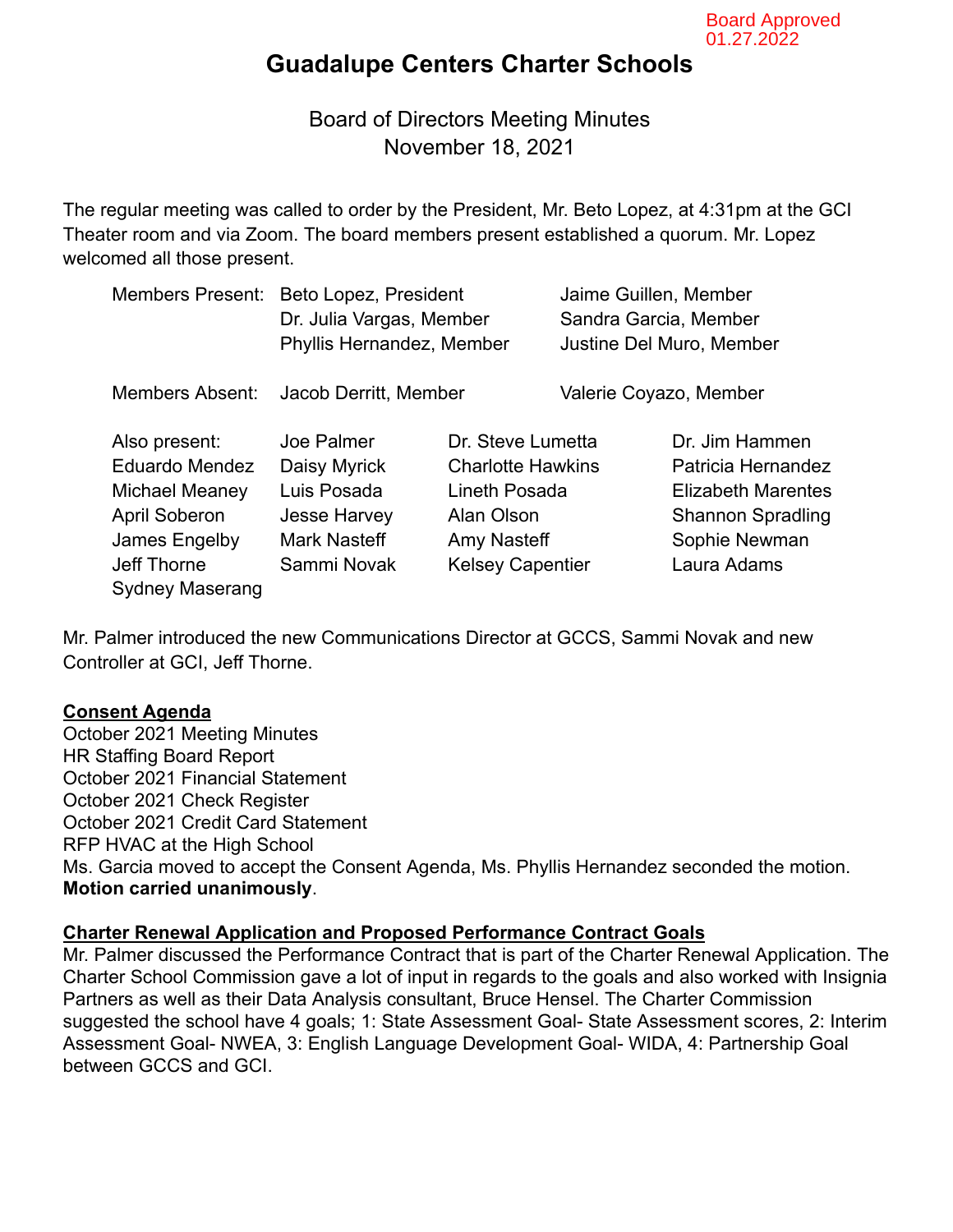Board Approved 01.27.2022

# Guadalupe Centers Charter Schools

## Board of Directors Meeting Minutes
## November 18, 2021

The regular meeting was called to order by the President, Mr. Beto Lopez, at 4:31pm at the GCI Theater room and via Zoom. The board members present established a quorum. Mr. Lopez welcomed all those present.

| | | |
|---|---|---|
| Members Present: | Beto Lopez, President | Jaime Guillen, Member |
| | Dr. Julia Vargas, Member | Sandra Garcia, Member |
| | Phyllis Hernandez, Member | Justine Del Muro, Member |
| Members Absent: | Jacob Derritt, Member | Valerie Coyazo, Member |

| | | | |
|---|---|---|---|
| Also present: | Joe Palmer | Dr. Steve Lumetta | Dr. Jim Hammen |
| Eduardo Mendez | Daisy Myrick | Charlotte Hawkins | Patricia Hernandez |
| Michael Meaney | Luis Posada | Lineth Posada | Elizabeth Marentes |
| April Soberon | Jesse Harvey | Alan Olson | Shannon Spradling |
| James Engelby | Mark Nasteff | Amy Nasteff | Sophie Newman |
| Jeff Thorne | Sammi Novak | Kelsey Capentier | Laura Adams |
| Sydney Maserang | | | |

Mr. Palmer introduced the new Communications Director at GCCS, Sammi Novak and new Controller at GCI, Jeff Thorne.

**Consent Agenda**

October 2021 Meeting Minutes
HR Staffing Board Report
October 2021 Financial Statement
October 2021 Check Register
October 2021 Credit Card Statement
RFP HVAC at the High School
Ms. Garcia moved to accept the Consent Agenda, Ms. Phyllis Hernandez seconded the motion. **Motion carried unanimously**.

**Charter Renewal Application and Proposed Performance Contract Goals**

Mr. Palmer discussed the Performance Contract that is part of the Charter Renewal Application. The Charter School Commission gave a lot of input in regards to the goals and also worked with Insignia Partners as well as their Data Analysis consultant, Bruce Hensel. The Charter Commission suggested the school have 4 goals; 1: State Assessment Goal- State Assessment scores, 2: Interim Assessment Goal- NWEA, 3: English Language Development Goal- WIDA, 4: Partnership Goal between GCCS and GCI.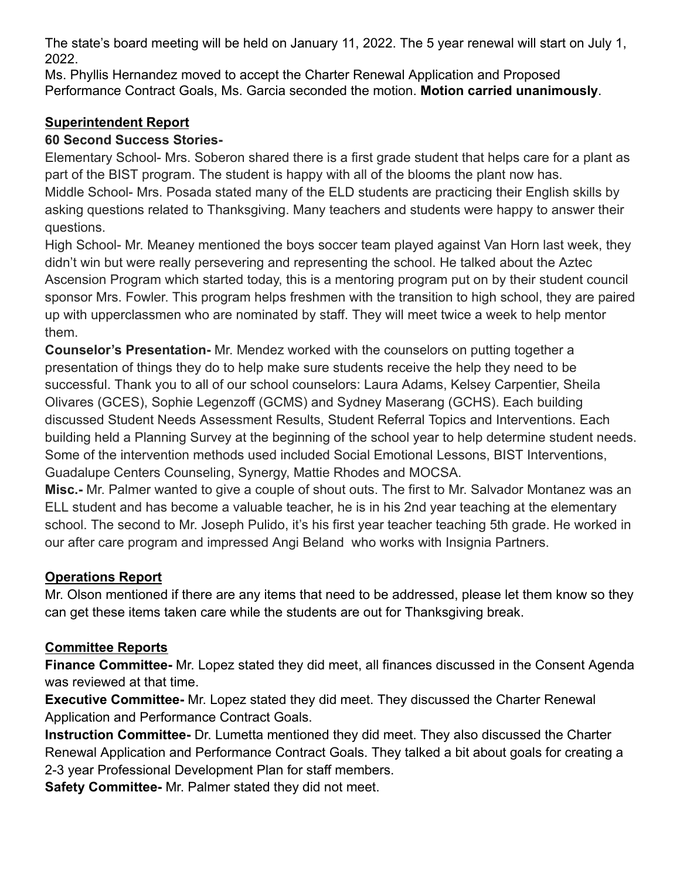The state's board meeting will be held on January 11, 2022. The 5 year renewal will start on July 1, 2022.

Ms. Phyllis Hernandez moved to accept the Charter Renewal Application and Proposed Performance Contract Goals, Ms. Garcia seconded the motion. **Motion carried unanimously**.

## Superintendent Report

**60 Second Success Stories-**

Elementary School- Mrs. Soberon shared there is a first grade student that helps care for a plant as part of the BIST program. The student is happy with all of the blooms the plant now has.

Middle School- Mrs. Posada stated many of the ELD students are practicing their English skills by asking questions related to Thanksgiving. Many teachers and students were happy to answer their questions.

High School- Mr. Meaney mentioned the boys soccer team played against Van Horn last week, they didn't win but were really persevering and representing the school. He talked about the Aztec Ascension Program which started today, this is a mentoring program put on by their student council sponsor Mrs. Fowler. This program helps freshmen with the transition to high school, they are paired up with upperclassmen who are nominated by staff. They will meet twice a week to help mentor them.

**Counselor's Presentation-** Mr. Mendez worked with the counselors on putting together a presentation of things they do to help make sure students receive the help they need to be successful. Thank you to all of our school counselors: Laura Adams, Kelsey Carpentier, Sheila Olivares (GCES), Sophie Legenzoff (GCMS) and Sydney Maserang (GCHS). Each building discussed Student Needs Assessment Results, Student Referral Topics and Interventions. Each building held a Planning Survey at the beginning of the school year to help determine student needs. Some of the intervention methods used included Social Emotional Lessons, BIST Interventions, Guadalupe Centers Counseling, Synergy, Mattie Rhodes and MOCSA.

**Misc.-** Mr. Palmer wanted to give a couple of shout outs. The first to Mr. Salvador Montanez was an ELL student and has become a valuable teacher, he is in his 2nd year teaching at the elementary school. The second to Mr. Joseph Pulido, it's his first year teacher teaching 5th grade. He worked in our after care program and impressed Angi Beland who works with Insignia Partners.

## Operations Report

Mr. Olson mentioned if there are any items that need to be addressed, please let them know so they can get these items taken care while the students are out for Thanksgiving break.

## Committee Reports

**Finance Committee-** Mr. Lopez stated they did meet, all finances discussed in the Consent Agenda was reviewed at that time.

**Executive Committee-** Mr. Lopez stated they did meet. They discussed the Charter Renewal Application and Performance Contract Goals.

**Instruction Committee-** Dr. Lumetta mentioned they did meet. They also discussed the Charter Renewal Application and Performance Contract Goals. They talked a bit about goals for creating a 2-3 year Professional Development Plan for staff members.

**Safety Committee-** Mr. Palmer stated they did not meet.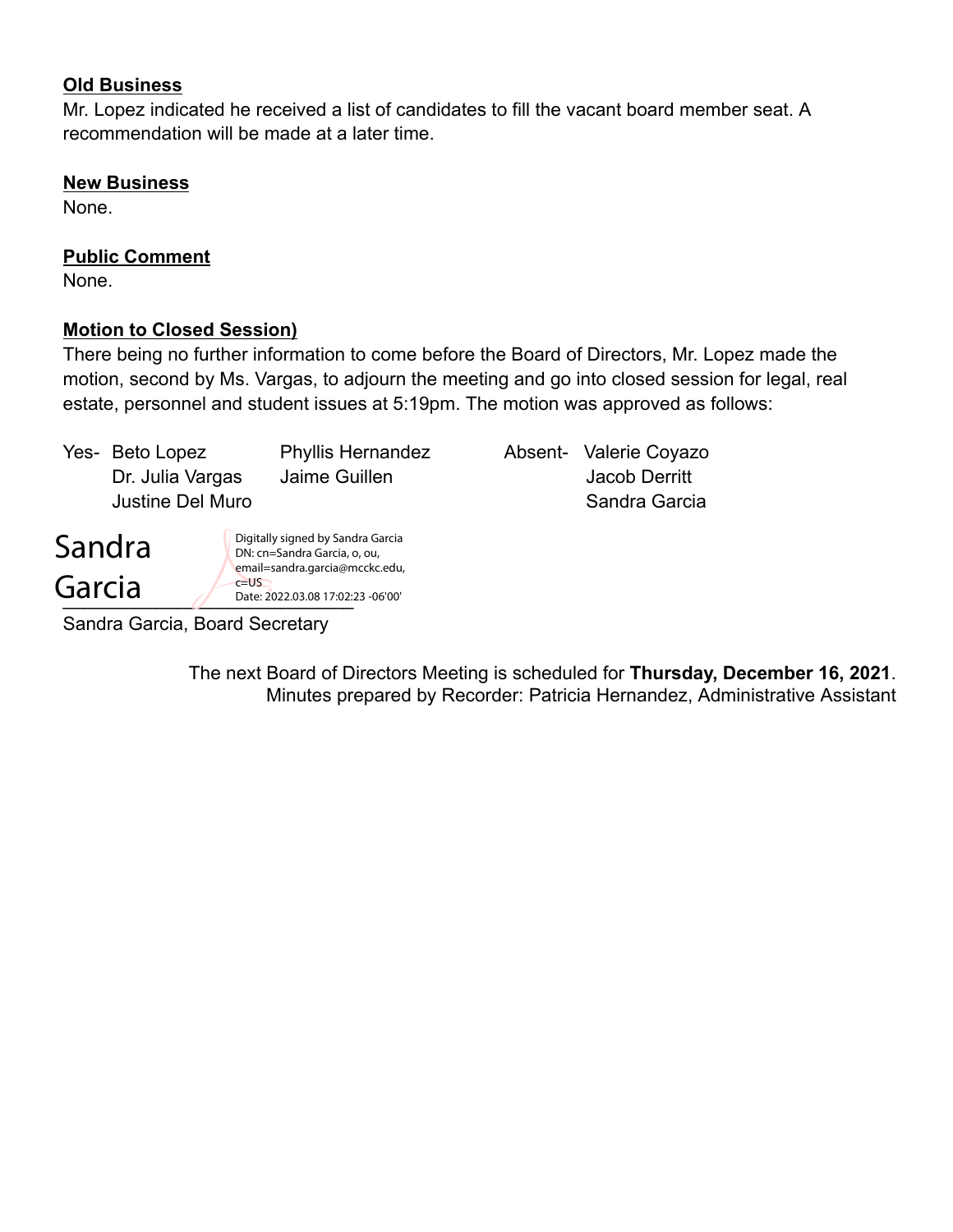**Old Business**

Mr. Lopez indicated he received a list of candidates to fill the vacant board member seat. A recommendation will be made at a later time.

**New Business**

None.

**Public Comment**

None.

**Motion to Closed Session)**

There being no further information to come before the Board of Directors, Mr. Lopez made the motion, second by Ms. Vargas, to adjourn the meeting and go into closed session for legal, real estate, personnel and student issues at 5:19pm. The motion was approved as follows:

| | | | | |
|---|---|---|---|---|
| Yes- | Beto Lopez | Phyllis Hernandez | Absent- | Valerie Coyazo |
| | Dr. Julia Vargas | Jaime Guillen | | Jacob Derritt |
| | Justine Del Muro | | | Sandra Garcia |

Sandra Garcia

Digitally signed by Sandra Garcia
DN: cn=Sandra Garcia, o, ou, email=sandra.garcia@mcckc.edu, c=US
Date: 2022.03.08 17:02:23 -06'00'

Sandra Garcia, Board Secretary

The next Board of Directors Meeting is scheduled for **Thursday, December 16, 2021**.
Minutes prepared by Recorder: Patricia Hernandez, Administrative Assistant